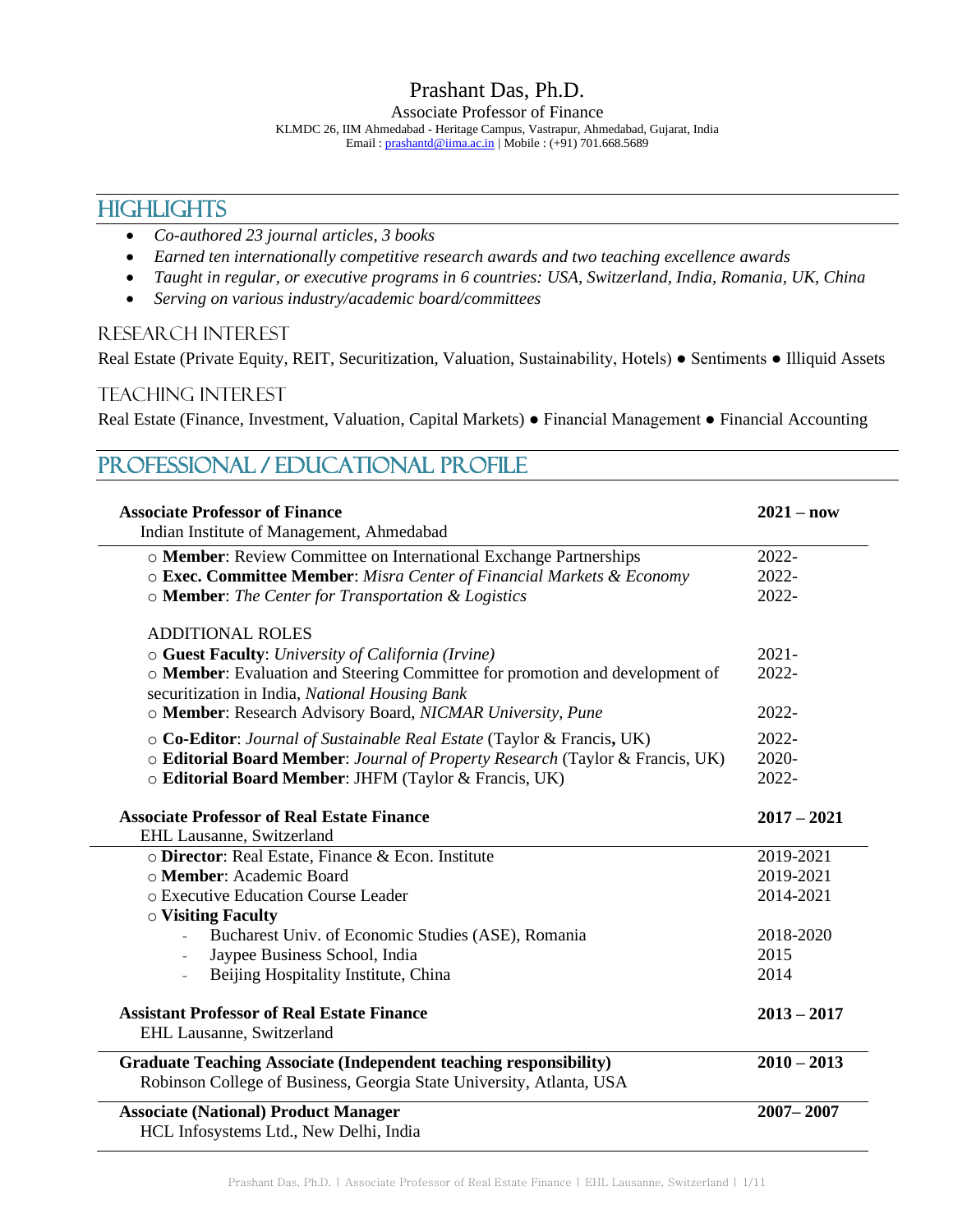# Prashant Das, Ph.D.

Associate Professor of Finance

KLMDC 26, IIM Ahmedabad - Heritage Campus, Vastrapur, Ahmedabad, Gujarat, India

Email : prashantd@iima.ac.in | Mobile : (+91) 701.668.5689

## HIGHLIGHTS

- *Co-authored 23 journal articles, 3 books*
- *Earned ten internationally competitive research awards and two teaching excellence awards*
- *Taught in regular, or executive programs in 6 countries: USA, Switzerland, India, Romania, UK, China*
- *Serving on various industry/academic board/committees*

### RESEARCH INTEREST

Real Estate (Private Equity, REIT, Securitization, Valuation, Sustainability, Hotels) ● Sentiments ● Illiquid Assets

### TEACHING INTEREST

Real Estate (Finance, Investment, Valuation, Capital Markets) ● Financial Management ● Financial Accounting

## PROFESSIONAL / EDUCATIONAL PROFILE

**Associate Professor of Finance** — **2021 – now**
Indian Institute of Management, Ahmedabad

- ○ **Member**: Review Committee on International Exchange Partnerships — 2022-
- ○ **Exec. Committee Member**: *Misra Center of Financial Markets & Economy* — 2022-
- ○ **Member**: *The Center for Transportation & Logistics* — 2022-

ADDITIONAL ROLES

- ○ **Guest Faculty**: *University of California (Irvine)* — 2021-
- ○ **Member**: Evaluation and Steering Committee for promotion and development of securitization in India, *National Housing Bank* — 2022-
- ○ **Member**: Research Advisory Board, *NICMAR University, Pune* — 2022-
- ○ **Co-Editor**: *Journal of Sustainable Real Estate* (Taylor & Francis**,** UK) — 2022-
- ○ **Editorial Board Member**: *Journal of Property Research* (Taylor & Francis, UK) — 2020-
- ○ **Editorial Board Member**: JHFM (Taylor & Francis, UK) — 2022-

**Associate Professor of Real Estate Finance** — **2017 – 2021**
EHL Lausanne, Switzerland

- ○ **Director**: Real Estate, Finance & Econ. Institute — 2019-2021
- ○ **Member**: Academic Board — 2019-2021
- ○ Executive Education Course Leader — 2014-2021
- ○ **Visiting Faculty**
  - Bucharest Univ. of Economic Studies (ASE), Romania — 2018-2020
  - Jaypee Business School, India — 2015
  - Beijing Hospitality Institute, China — 2014

**Assistant Professor of Real Estate Finance** — **2013 – 2017**
EHL Lausanne, Switzerland

**Graduate Teaching Associate (Independent teaching responsibility)** — **2010 – 2013**
Robinson College of Business, Georgia State University, Atlanta, USA

**Associate (National) Product Manager** — **2007– 2007**
HCL Infosystems Ltd., New Delhi, India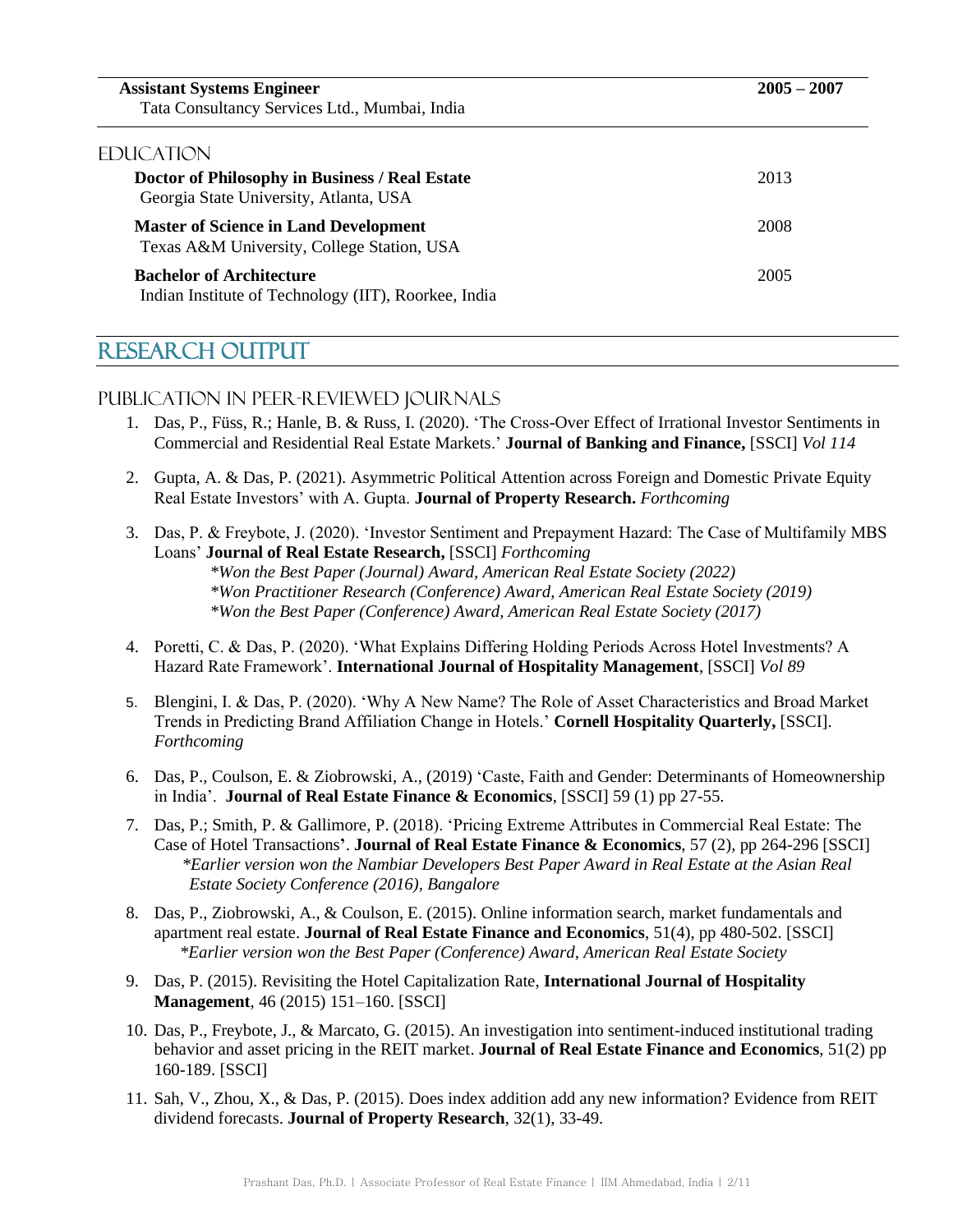**Assistant Systems Engineer** **2005 – 2007**
Tata Consultancy Services Ltd., Mumbai, India

### EDUCATION

**Doctor of Philosophy in Business / Real Estate** 2013
Georgia State University, Atlanta, USA

**Master of Science in Land Development** 2008
Texas A&M University, College Station, USA

**Bachelor of Architecture** 2005
Indian Institute of Technology (IIT), Roorkee, India

## RESEARCH OUTPUT

### PUBLICATION IN PEER-REVIEWED JOURNALS

1. Das, P., Füss, R.; Hanle, B. & Russ, I. (2020). 'The Cross-Over Effect of Irrational Investor Sentiments in Commercial and Residential Real Estate Markets.' **Journal of Banking and Finance,** [SSCI] *Vol 114*

2. Gupta, A. & Das, P. (2021). Asymmetric Political Attention across Foreign and Domestic Private Equity Real Estate Investors' with A. Gupta. **Journal of Property Research.** *Forthcoming*

3. Das, P. & Freybote, J. (2020). 'Investor Sentiment and Prepayment Hazard: The Case of Multifamily MBS Loans' **Journal of Real Estate Research,** [SSCI] *Forthcoming*
   *\*Won the Best Paper (Journal) Award, American Real Estate Society (2022)*
   *\*Won Practitioner Research (Conference) Award, American Real Estate Society (2019)*
   *\*Won the Best Paper (Conference) Award, American Real Estate Society (2017)*

4. Poretti, C. & Das, P. (2020). 'What Explains Differing Holding Periods Across Hotel Investments? A Hazard Rate Framework'. **International Journal of Hospitality Management**, [SSCI] *Vol 89*

5. Blengini, I. & Das, P. (2020). 'Why A New Name? The Role of Asset Characteristics and Broad Market Trends in Predicting Brand Affiliation Change in Hotels.' **Cornell Hospitality Quarterly,** [SSCI]. *Forthcoming*

6. Das, P., Coulson, E. & Ziobrowski, A., (2019) 'Caste, Faith and Gender: Determinants of Homeownership in India'. **Journal of Real Estate Finance & Economics**, [SSCI] 59 (1) pp 27-55.

7. Das, P.; Smith, P. & Gallimore, P. (2018). 'Pricing Extreme Attributes in Commercial Real Estate: The Case of Hotel Transactions**'**. **Journal of Real Estate Finance & Economics**, 57 (2), pp 264-296 [SSCI]
   *\*Earlier version won the Nambiar Developers Best Paper Award in Real Estate at the Asian Real Estate Society Conference (2016), Bangalore*

8. Das, P., Ziobrowski, A., & Coulson, E. (2015). Online information search, market fundamentals and apartment real estate. **Journal of Real Estate Finance and Economics**, 51(4), pp 480-502. [SSCI]
   *\*Earlier version won the Best Paper (Conference) Award, American Real Estate Society*

9. Das, P. (2015). Revisiting the Hotel Capitalization Rate, **International Journal of Hospitality Management**, 46 (2015) 151–160. [SSCI]

10. Das, P., Freybote, J., & Marcato, G. (2015). An investigation into sentiment-induced institutional trading behavior and asset pricing in the REIT market. **Journal of Real Estate Finance and Economics**, 51(2) pp 160-189. [SSCI]

11. Sah, V., Zhou, X., & Das, P. (2015). Does index addition add any new information? Evidence from REIT dividend forecasts. **Journal of Property Research**, 32(1), 33-49.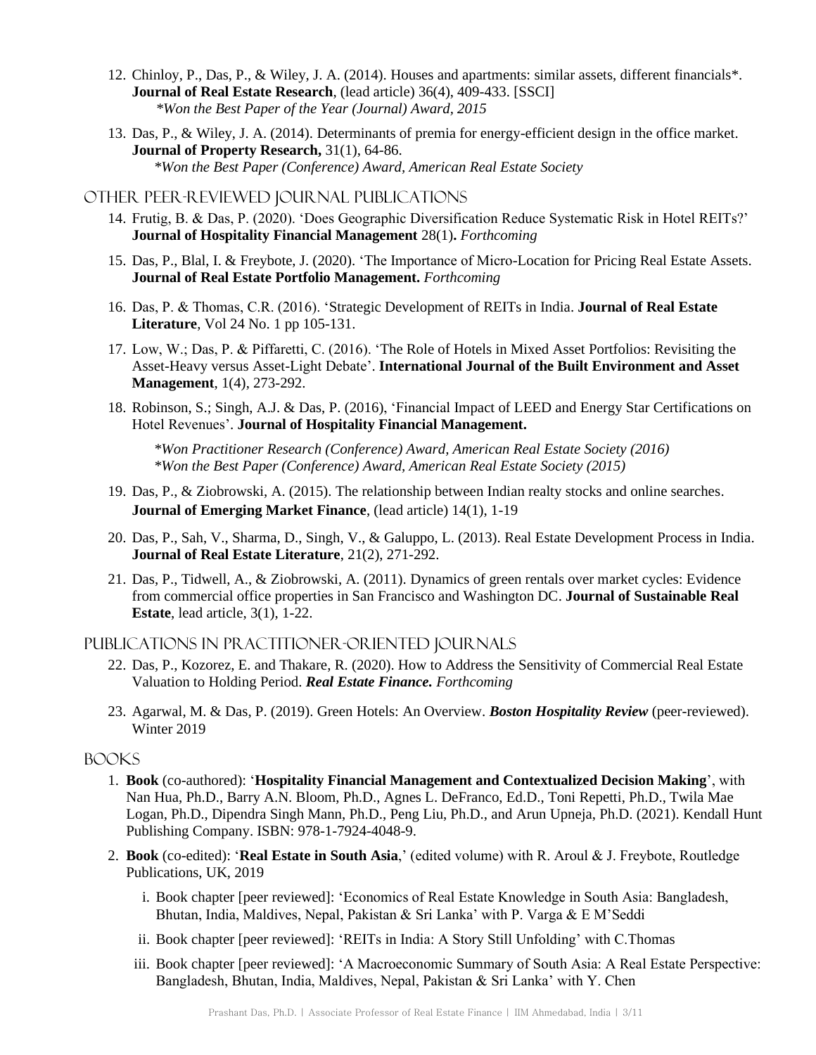12. Chinloy, P., Das, P., & Wiley, J. A. (2014). Houses and apartments: similar assets, different financials*. **Journal of Real Estate Research**, (lead article) 36(4), 409-433. [SSCI]
    *\*Won the Best Paper of the Year (Journal) Award, 2015*

13. Das, P., & Wiley, J. A. (2014). Determinants of premia for energy-efficient design in the office market. **Journal of Property Research,** 31(1), 64-86.
    *\*Won the Best Paper (Conference) Award, American Real Estate Society*

## Other Peer-Reviewed Journal Publications

14. Frutig, B. & Das, P. (2020). 'Does Geographic Diversification Reduce Systematic Risk in Hotel REITs?' **Journal of Hospitality Financial Management** 28(1)**.** *Forthcoming*

15. Das, P., Blal, I. & Freybote, J. (2020). 'The Importance of Micro-Location for Pricing Real Estate Assets. **Journal of Real Estate Portfolio Management.** *Forthcoming*

16. Das, P. & Thomas, C.R. (2016). 'Strategic Development of REITs in India. **Journal of Real Estate Literature**, Vol 24 No. 1 pp 105-131.

17. Low, W.; Das, P. & Piffaretti, C. (2016). 'The Role of Hotels in Mixed Asset Portfolios: Revisiting the Asset-Heavy versus Asset-Light Debate'. **International Journal of the Built Environment and Asset Management**, 1(4), 273-292.

18. Robinson, S.; Singh, A.J. & Das, P. (2016), 'Financial Impact of LEED and Energy Star Certifications on Hotel Revenues'. **Journal of Hospitality Financial Management.**

    *\*Won Practitioner Research (Conference) Award, American Real Estate Society (2016)*
    *\*Won the Best Paper (Conference) Award, American Real Estate Society (2015)*

19. Das, P., & Ziobrowski, A. (2015). The relationship between Indian realty stocks and online searches. **Journal of Emerging Market Finance**, (lead article) 14(1), 1-19

20. Das, P., Sah, V., Sharma, D., Singh, V., & Galuppo, L. (2013). Real Estate Development Process in India. **Journal of Real Estate Literature**, 21(2), 271-292.

21. Das, P., Tidwell, A., & Ziobrowski, A. (2011). Dynamics of green rentals over market cycles: Evidence from commercial office properties in San Francisco and Washington DC. **Journal of Sustainable Real Estate**, lead article, 3(1), 1-22.

## Publications in Practitioner-Oriented Journals

22. Das, P., Kozorez, E. and Thakare, R. (2020). How to Address the Sensitivity of Commercial Real Estate Valuation to Holding Period. ***Real Estate Finance.*** *Forthcoming*

23. Agarwal, M. & Das, P. (2019). Green Hotels: An Overview. ***Boston Hospitality Review*** (peer-reviewed). Winter 2019

## Books

1. **Book** (co-authored): '**Hospitality Financial Management and Contextualized Decision Making**', with Nan Hua, Ph.D., Barry A.N. Bloom, Ph.D., Agnes L. DeFranco, Ed.D., Toni Repetti, Ph.D., Twila Mae Logan, Ph.D., Dipendra Singh Mann, Ph.D., Peng Liu, Ph.D., and Arun Upneja, Ph.D. (2021). Kendall Hunt Publishing Company. ISBN: 978-1-7924-4048-9.

2. **Book** (co-edited): '**Real Estate in South Asia**,' (edited volume) with R. Aroul & J. Freybote, Routledge Publications, UK, 2019

   i. Book chapter [peer reviewed]: 'Economics of Real Estate Knowledge in South Asia: Bangladesh, Bhutan, India, Maldives, Nepal, Pakistan & Sri Lanka' with P. Varga & E M'Seddi

   ii. Book chapter [peer reviewed]: 'REITs in India: A Story Still Unfolding' with C.Thomas

   iii. Book chapter [peer reviewed]: 'A Macroeconomic Summary of South Asia: A Real Estate Perspective: Bangladesh, Bhutan, India, Maldives, Nepal, Pakistan & Sri Lanka' with Y. Chen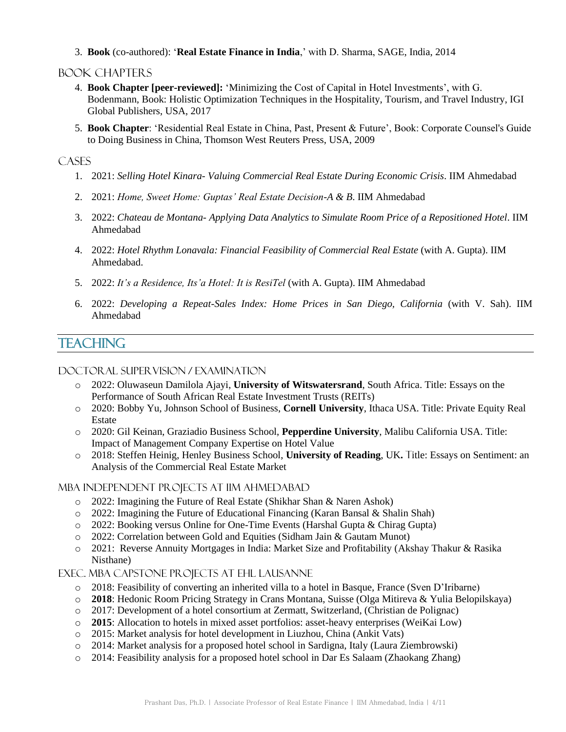3. **Book** (co-authored): '**Real Estate Finance in India**,' with D. Sharma, SAGE, India, 2014

### BOOK CHAPTERS

4. **Book Chapter [peer-reviewed]:** 'Minimizing the Cost of Capital in Hotel Investments', with G. Bodenmann, Book: Holistic Optimization Techniques in the Hospitality, Tourism, and Travel Industry, IGI Global Publishers, USA, 2017
5. **Book Chapter**: 'Residential Real Estate in China, Past, Present & Future', Book: Corporate Counsel's Guide to Doing Business in China, Thomson West Reuters Press, USA, 2009

### CASES

1. 2021: *Selling Hotel Kinara- Valuing Commercial Real Estate During Economic Crisis*. IIM Ahmedabad
2. 2021: *Home, Sweet Home: Guptas' Real Estate Decision-A & B*. IIM Ahmedabad
3. 2022: *Chateau de Montana- Applying Data Analytics to Simulate Room Price of a Repositioned Hotel*. IIM Ahmedabad
4. 2022: *Hotel Rhythm Lonavala: Financial Feasibility of Commercial Real Estate* (with A. Gupta). IIM Ahmedabad.
5. 2022: *It's a Residence, Its'a Hotel: It is ResiTel* (with A. Gupta). IIM Ahmedabad
6. 2022: *Developing a Repeat-Sales Index: Home Prices in San Diego, California* (with V. Sah). IIM Ahmedabad

## TEACHING

### DOCTORAL SUPERVISION / EXAMINATION

- 2022: Oluwaseun Damilola Ajayi, **University of Witswatersrand**, South Africa. Title: Essays on the Performance of South African Real Estate Investment Trusts (REITs)
- 2020: Bobby Yu, Johnson School of Business, **Cornell University**, Ithaca USA. Title: Private Equity Real Estate
- 2020: Gil Keinan, Graziadio Business School, **Pepperdine University**, Malibu California USA. Title: Impact of Management Company Expertise on Hotel Value
- 2018: Steffen Heinig, Henley Business School, **University of Reading**, UK**.** Title: Essays on Sentiment: an Analysis of the Commercial Real Estate Market

### MBA INDEPENDENT PROJECTS AT IIM AHMEDABAD

- 2022: Imagining the Future of Real Estate (Shikhar Shan & Naren Ashok)
- 2022: Imagining the Future of Educational Financing (Karan Bansal & Shalin Shah)
- 2022: Booking versus Online for One-Time Events (Harshal Gupta & Chirag Gupta)
- 2022: Correlation between Gold and Equities (Sidham Jain & Gautam Munot)
- 2021: Reverse Annuity Mortgages in India: Market Size and Profitability (Akshay Thakur & Rasika Nisthane)

### EXEC. MBA CAPSTONE PROJECTS AT EHL LAUSANNE

- 2018: Feasibility of converting an inherited villa to a hotel in Basque, France (Sven D'Iribarne)
- **2018**: Hedonic Room Pricing Strategy in Crans Montana, Suisse (Olga Mitireva & Yulia Belopilskaya)
- 2017: Development of a hotel consortium at Zermatt, Switzerland, (Christian de Polignac)
- **2015**: Allocation to hotels in mixed asset portfolios: asset-heavy enterprises (WeiKai Low)
- 2015: Market analysis for hotel development in Liuzhou, China (Ankit Vats)
- 2014: Market analysis for a proposed hotel school in Sardigna, Italy (Laura Ziembrowski)
- 2014: Feasibility analysis for a proposed hotel school in Dar Es Salaam (Zhaokang Zhang)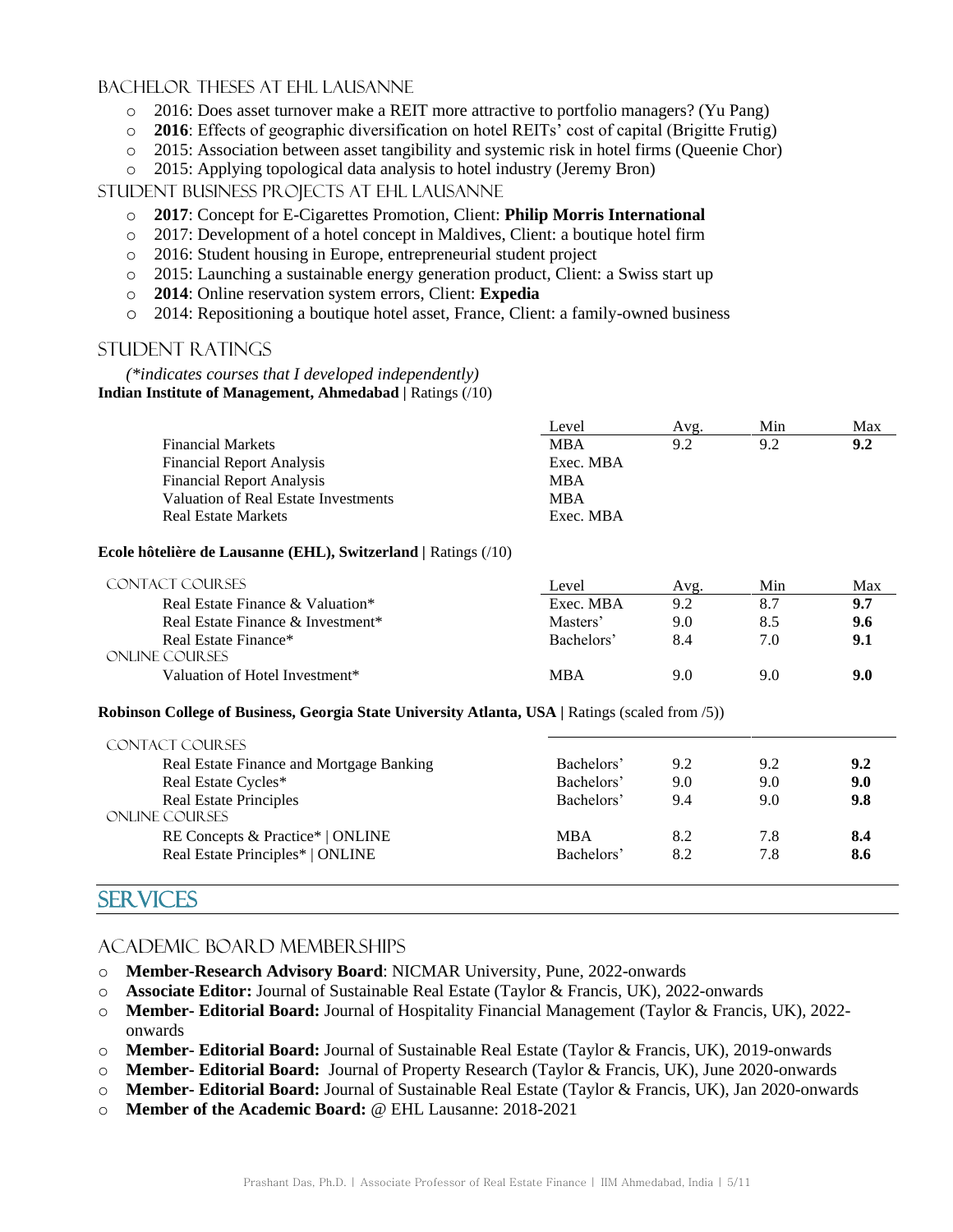### Bachelor Theses at EHL Lausanne

- 2016: Does asset turnover make a REIT more attractive to portfolio managers? (Yu Pang)
- **2016**: Effects of geographic diversification on hotel REITs' cost of capital (Brigitte Frutig)
- 2015: Association between asset tangibility and systemic risk in hotel firms (Queenie Chor)
- 2015: Applying topological data analysis to hotel industry (Jeremy Bron)

### Student Business Projects at EHL Lausanne

- **2017**: Concept for E-Cigarettes Promotion, Client: **Philip Morris International**
- 2017: Development of a hotel concept in Maldives, Client: a boutique hotel firm
- 2016: Student housing in Europe, entrepreneurial student project
- 2015: Launching a sustainable energy generation product, Client: a Swiss start up
- **2014**: Online reservation system errors, Client: **Expedia**
- 2014: Repositioning a boutique hotel asset, France, Client: a family-owned business

### Student Ratings

*(\*indicates courses that I developed independently)*

**Indian Institute of Management, Ahmedabad |** Ratings (/10)

| | Level | Avg. | Min | Max |
|---|---|---|---|---|
| Financial Markets | MBA | 9.2 | 9.2 | **9.2** |
| Financial Report Analysis | Exec. MBA | | | |
| Financial Report Analysis | MBA | | | |
| Valuation of Real Estate Investments | MBA | | | |
| Real Estate Markets | Exec. MBA | | | |

**Ecole hôtelière de Lausanne (EHL), Switzerland |** Ratings (/10)

| Contact Courses | Level | Avg. | Min | Max |
|---|---|---|---|---|
| Real Estate Finance & Valuation* | Exec. MBA | 9.2 | 8.7 | **9.7** |
| Real Estate Finance & Investment* | Masters' | 9.0 | 8.5 | **9.6** |
| Real Estate Finance* | Bachelors' | 8.4 | 7.0 | **9.1** |
| Online Courses | | | | |
| Valuation of Hotel Investment* | MBA | 9.0 | 9.0 | **9.0** |

**Robinson College of Business, Georgia State University Atlanta, USA |** Ratings (scaled from /5))

| Contact Courses | Level | Avg. | Min | Max |
|---|---|---|---|---|
| Real Estate Finance and Mortgage Banking | Bachelors' | 9.2 | 9.2 | **9.2** |
| Real Estate Cycles* | Bachelors' | 9.0 | 9.0 | **9.0** |
| Real Estate Principles | Bachelors' | 9.4 | 9.0 | **9.8** |
| Online Courses | | | | |
| RE Concepts & Practice* \| ONLINE | MBA | 8.2 | 7.8 | **8.4** |
| Real Estate Principles* \| ONLINE | Bachelors' | 8.2 | 7.8 | **8.6** |

## Services

### Academic Board Memberships

- **Member-Research Advisory Board**: NICMAR University, Pune, 2022-onwards
- **Associate Editor:** Journal of Sustainable Real Estate (Taylor & Francis, UK), 2022-onwards
- **Member- Editorial Board:** Journal of Hospitality Financial Management (Taylor & Francis, UK), 2022-onwards
- **Member- Editorial Board:** Journal of Sustainable Real Estate (Taylor & Francis, UK), 2019-onwards
- **Member- Editorial Board:** Journal of Property Research (Taylor & Francis, UK), June 2020-onwards
- **Member- Editorial Board:** Journal of Sustainable Real Estate (Taylor & Francis, UK), Jan 2020-onwards
- **Member of the Academic Board:** @ EHL Lausanne: 2018-2021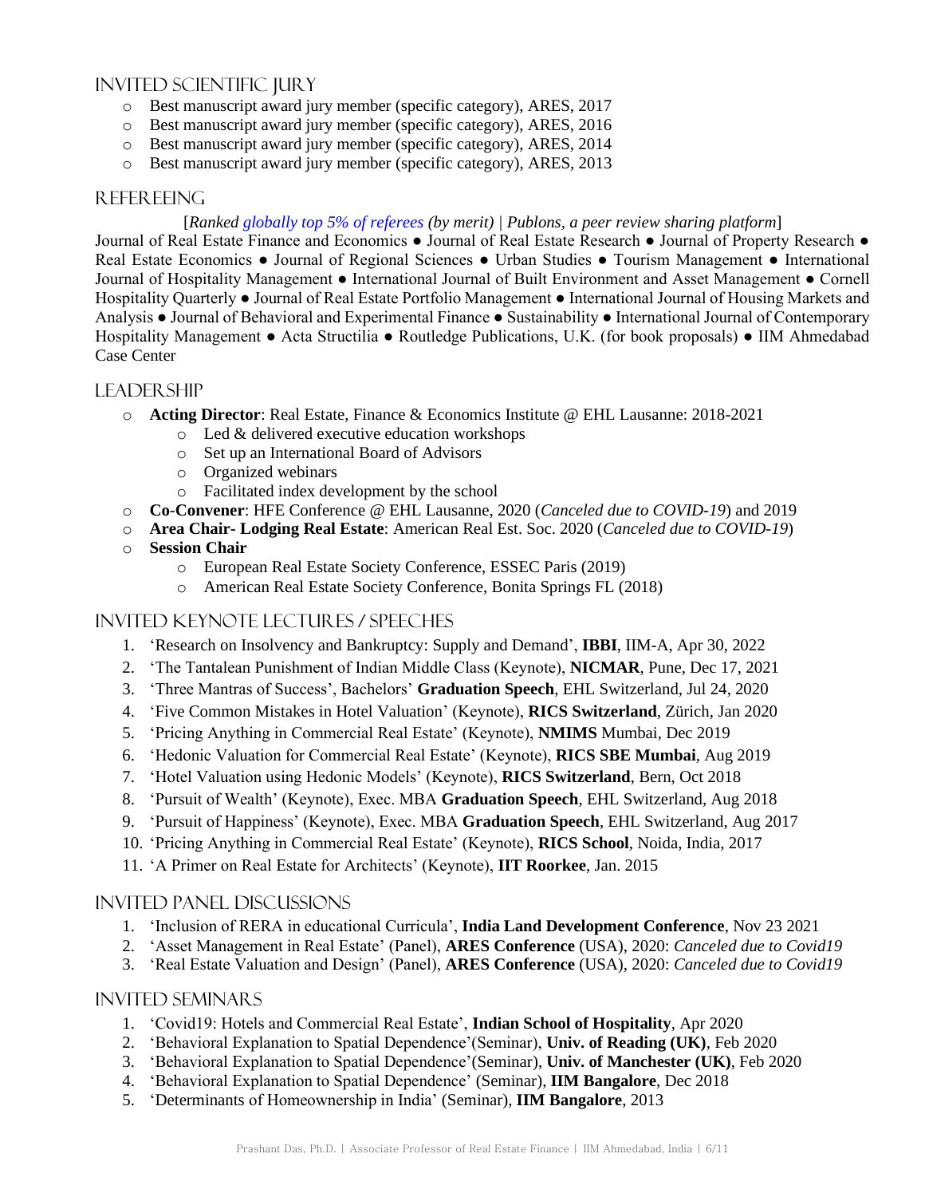## Invited Scientific Jury

- Best manuscript award jury member (specific category), ARES, 2017
- Best manuscript award jury member (specific category), ARES, 2016
- Best manuscript award jury member (specific category), ARES, 2014
- Best manuscript award jury member (specific category), ARES, 2013

## Refereeing

[*Ranked globally top 5% of referees (by merit) | Publons, a peer review sharing platform*]

Journal of Real Estate Finance and Economics ● Journal of Real Estate Research ● Journal of Property Research ● Real Estate Economics ● Journal of Regional Sciences ● Urban Studies ● Tourism Management ● International Journal of Hospitality Management ● International Journal of Built Environment and Asset Management ● Cornell Hospitality Quarterly ● Journal of Real Estate Portfolio Management ● International Journal of Housing Markets and Analysis ● Journal of Behavioral and Experimental Finance ● Sustainability ● International Journal of Contemporary Hospitality Management ● Acta Structilia ● Routledge Publications, U.K. (for book proposals) ● IIM Ahmedabad Case Center

## Leadership

- **Acting Director**: Real Estate, Finance & Economics Institute @ EHL Lausanne: 2018-2021
  - Led & delivered executive education workshops
  - Set up an International Board of Advisors
  - Organized webinars
  - Facilitated index development by the school
- **Co-Convener**: HFE Conference @ EHL Lausanne, 2020 (*Canceled due to COVID-19*) and 2019
- **Area Chair- Lodging Real Estate**: American Real Est. Soc. 2020 (*Canceled due to COVID-19*)
- **Session Chair**
  - European Real Estate Society Conference, ESSEC Paris (2019)
  - American Real Estate Society Conference, Bonita Springs FL (2018)

## Invited Keynote Lectures / Speeches

1. 'Research on Insolvency and Bankruptcy: Supply and Demand', **IBBI**, IIM-A, Apr 30, 2022
2. 'The Tantalean Punishment of Indian Middle Class (Keynote), **NICMAR**, Pune, Dec 17, 2021
3. 'Three Mantras of Success', Bachelors' **Graduation Speech**, EHL Switzerland, Jul 24, 2020
4. 'Five Common Mistakes in Hotel Valuation' (Keynote), **RICS Switzerland**, Zürich, Jan 2020
5. 'Pricing Anything in Commercial Real Estate' (Keynote), **NMIMS** Mumbai, Dec 2019
6. 'Hedonic Valuation for Commercial Real Estate' (Keynote), **RICS SBE Mumbai**, Aug 2019
7. 'Hotel Valuation using Hedonic Models' (Keynote), **RICS Switzerland**, Bern, Oct 2018
8. 'Pursuit of Wealth' (Keynote), Exec. MBA **Graduation Speech**, EHL Switzerland, Aug 2018
9. 'Pursuit of Happiness' (Keynote), Exec. MBA **Graduation Speech**, EHL Switzerland, Aug 2017
10. 'Pricing Anything in Commercial Real Estate' (Keynote), **RICS School**, Noida, India, 2017
11. 'A Primer on Real Estate for Architects' (Keynote), **IIT Roorkee**, Jan. 2015

## Invited Panel Discussions

1. 'Inclusion of RERA in educational Curricula', **India Land Development Conference**, Nov 23 2021
2. 'Asset Management in Real Estate' (Panel), **ARES Conference** (USA), 2020: *Canceled due to Covid19*
3. 'Real Estate Valuation and Design' (Panel), **ARES Conference** (USA), 2020: *Canceled due to Covid19*

## Invited Seminars

1. 'Covid19: Hotels and Commercial Real Estate', **Indian School of Hospitality**, Apr 2020
2. 'Behavioral Explanation to Spatial Dependence'(Seminar), **Univ. of Reading (UK)**, Feb 2020
3. 'Behavioral Explanation to Spatial Dependence'(Seminar), **Univ. of Manchester (UK)**, Feb 2020
4. 'Behavioral Explanation to Spatial Dependence' (Seminar), **IIM Bangalore**, Dec 2018
5. 'Determinants of Homeownership in India' (Seminar), **IIM Bangalore**, 2013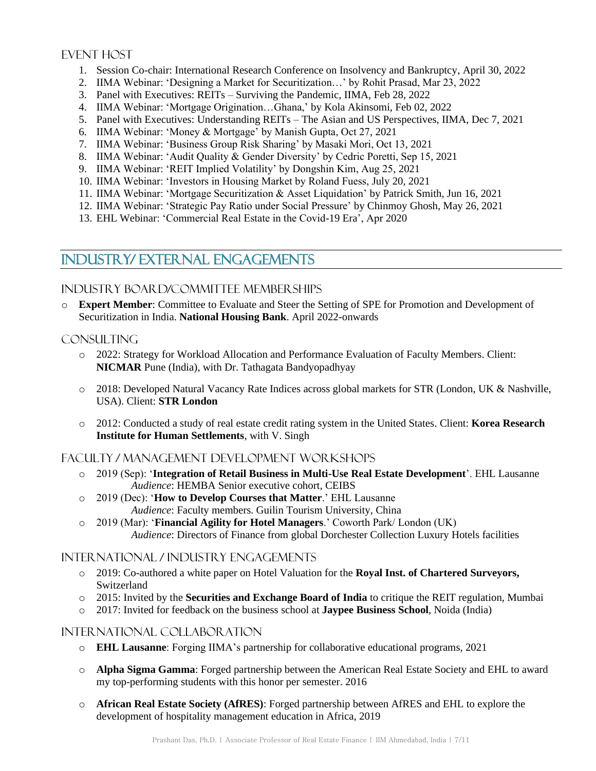### Event Host

1. Session Co-chair: International Research Conference on Insolvency and Bankruptcy, April 30, 2022
2. IIMA Webinar: 'Designing a Market for Securitization…' by Rohit Prasad, Mar 23, 2022
3. Panel with Executives: REITs – Surviving the Pandemic, IIMA, Feb 28, 2022
4. IIMA Webinar: 'Mortgage Origination…Ghana,' by Kola Akinsomi, Feb 02, 2022
5. Panel with Executives: Understanding REITs – The Asian and US Perspectives, IIMA, Dec 7, 2021
6. IIMA Webinar: 'Money & Mortgage' by Manish Gupta, Oct 27, 2021
7. IIMA Webinar: 'Business Group Risk Sharing' by Masaki Mori, Oct 13, 2021
8. IIMA Webinar: 'Audit Quality & Gender Diversity' by Cedric Poretti, Sep 15, 2021
9. IIMA Webinar: 'REIT Implied Volatility' by Dongshin Kim, Aug 25, 2021
10. IIMA Webinar: 'Investors in Housing Market by Roland Fuess, July 20, 2021
11. IIMA Webinar: 'Mortgage Securitization & Asset Liquidation' by Patrick Smith, Jun 16, 2021
12. IIMA Webinar: 'Strategic Pay Ratio under Social Pressure' by Chinmoy Ghosh, May 26, 2021
13. EHL Webinar: 'Commercial Real Estate in the Covid-19 Era', Apr 2020

## Industry/ External Engagements

### Industry Board/Committee Memberships

- **Expert Member**: Committee to Evaluate and Steer the Setting of SPE for Promotion and Development of Securitization in India. **National Housing Bank**. April 2022-onwards

### Consulting

- 2022: Strategy for Workload Allocation and Performance Evaluation of Faculty Members. Client: **NICMAR** Pune (India), with Dr. Tathagata Bandyopadhyay
- 2018: Developed Natural Vacancy Rate Indices across global markets for STR (London, UK & Nashville, USA). Client: **STR London**
- 2012: Conducted a study of real estate credit rating system in the United States. Client: **Korea Research Institute for Human Settlements**, with V. Singh

### Faculty / Management Development Workshops

- 2019 (Sep): '**Integration of Retail Business in Multi-Use Real Estate Development**'. EHL Lausanne
  *Audience*: HEMBA Senior executive cohort, CEIBS
- 2019 (Dec): '**How to Develop Courses that Matter**.' EHL Lausanne
  *Audience*: Faculty members. Guilin Tourism University, China
- 2019 (Mar): '**Financial Agility for Hotel Managers**.' Coworth Park/ London (UK)
  *Audience*: Directors of Finance from global Dorchester Collection Luxury Hotels facilities

### International / Industry Engagements

- 2019: Co-authored a white paper on Hotel Valuation for the **Royal Inst. of Chartered Surveyors,** Switzerland
- 2015: Invited by the **Securities and Exchange Board of India** to critique the REIT regulation, Mumbai
- 2017: Invited for feedback on the business school at **Jaypee Business School**, Noida (India)

### International Collaboration

- **EHL Lausanne**: Forging IIMA's partnership for collaborative educational programs, 2021
- **Alpha Sigma Gamma**: Forged partnership between the American Real Estate Society and EHL to award my top-performing students with this honor per semester. 2016
- **African Real Estate Society (AfRES)**: Forged partnership between AfRES and EHL to explore the development of hospitality management education in Africa, 2019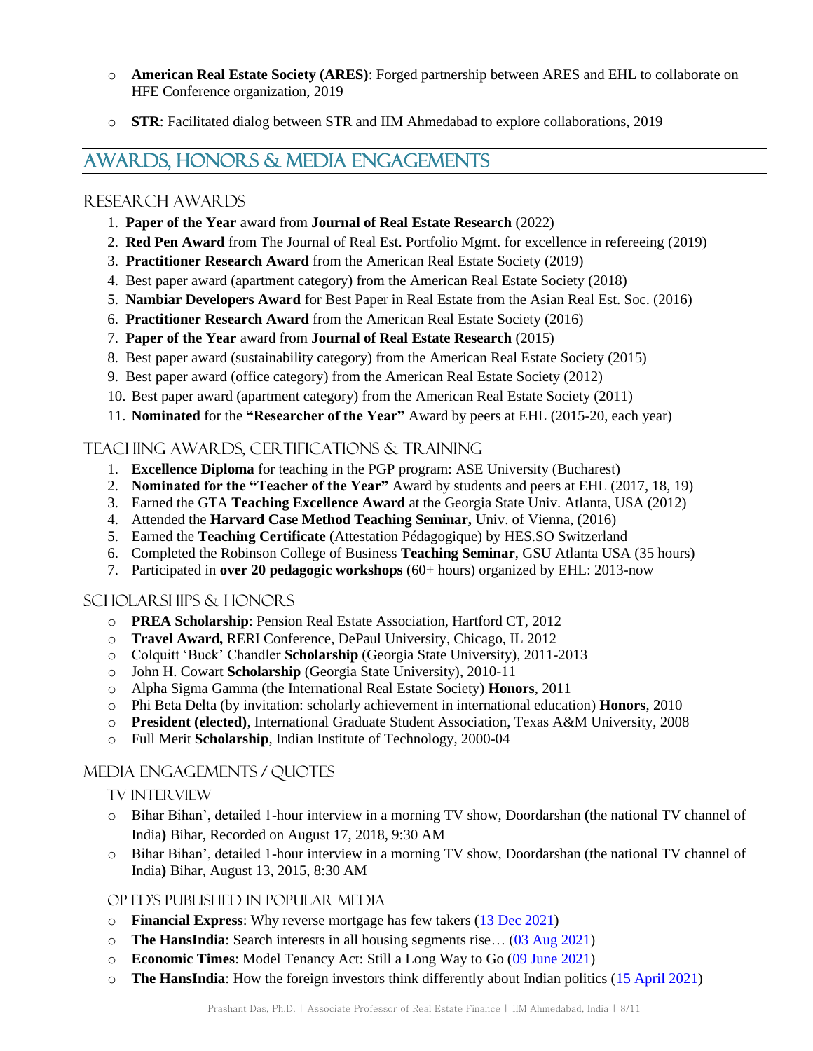- **American Real Estate Society (ARES)**: Forged partnership between ARES and EHL to collaborate on HFE Conference organization, 2019
- **STR**: Facilitated dialog between STR and IIM Ahmedabad to explore collaborations, 2019

## AWARDS, HONORS & MEDIA ENGAGEMENTS

### RESEARCH AWARDS

1. **Paper of the Year** award from **Journal of Real Estate Research** (2022)
2. **Red Pen Award** from The Journal of Real Est. Portfolio Mgmt. for excellence in refereeing (2019)
3. **Practitioner Research Award** from the American Real Estate Society (2019)
4. Best paper award (apartment category) from the American Real Estate Society (2018)
5. **Nambiar Developers Award** for Best Paper in Real Estate from the Asian Real Est. Soc. (2016)
6. **Practitioner Research Award** from the American Real Estate Society (2016)
7. **Paper of the Year** award from **Journal of Real Estate Research** (2015)
8. Best paper award (sustainability category) from the American Real Estate Society (2015)
9. Best paper award (office category) from the American Real Estate Society (2012)
10. Best paper award (apartment category) from the American Real Estate Society (2011)
11. **Nominated** for the **"Researcher of the Year"** Award by peers at EHL (2015-20, each year)

### TEACHING AWARDS, CERTIFICATIONS & TRAINING

1. **Excellence Diploma** for teaching in the PGP program: ASE University (Bucharest)
2. **Nominated for the "Teacher of the Year"** Award by students and peers at EHL (2017, 18, 19)
3. Earned the GTA **Teaching Excellence Award** at the Georgia State Univ. Atlanta, USA (2012)
4. Attended the **Harvard Case Method Teaching Seminar,** Univ. of Vienna, (2016)
5. Earned the **Teaching Certificate** (Attestation Pédagogique) by HES.SO Switzerland
6. Completed the Robinson College of Business **Teaching Seminar**, GSU Atlanta USA (35 hours)
7. Participated in **over 20 pedagogic workshops** (60+ hours) organized by EHL: 2013-now

### SCHOLARSHIPS & HONORS

- **PREA Scholarship**: Pension Real Estate Association, Hartford CT, 2012
- **Travel Award,** RERI Conference, DePaul University, Chicago, IL 2012
- Colquitt 'Buck' Chandler **Scholarship** (Georgia State University), 2011-2013
- John H. Cowart **Scholarship** (Georgia State University), 2010-11
- Alpha Sigma Gamma (the International Real Estate Society) **Honors**, 2011
- Phi Beta Delta (by invitation: scholarly achievement in international education) **Honors**, 2010
- **President (elected)**, International Graduate Student Association, Texas A&M University, 2008
- Full Merit **Scholarship**, Indian Institute of Technology, 2000-04

### MEDIA ENGAGEMENTS / QUOTES

#### TV INTERVIEW

- Bihar Bihan', detailed 1-hour interview in a morning TV show, Doordarshan **(**the national TV channel of India**)** Bihar, Recorded on August 17, 2018, 9:30 AM
- Bihar Bihan', detailed 1-hour interview in a morning TV show, Doordarshan (the national TV channel of India**)** Bihar, August 13, 2015, 8:30 AM

#### OP-ED'S PUBLISHED IN POPULAR MEDIA

- **Financial Express**: Why reverse mortgage has few takers (13 Dec 2021)
- **The HansIndia**: Search interests in all housing segments rise… (03 Aug 2021)
- **Economic Times**: Model Tenancy Act: Still a Long Way to Go (09 June 2021)
- **The HansIndia**: How the foreign investors think differently about Indian politics (15 April 2021)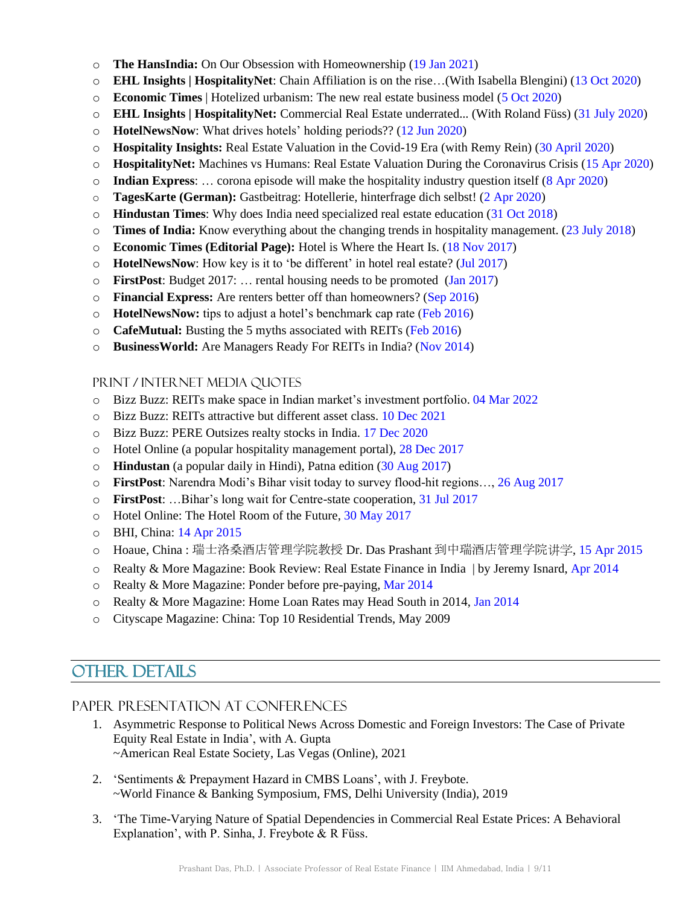- **The HansIndia:** On Our Obsession with Homeownership (19 Jan 2021)
- **EHL Insights | HospitalityNet**: Chain Affiliation is on the rise…(With Isabella Blengini) (13 Oct 2020)
- **Economic Times** | Hotelized urbanism: The new real estate business model (5 Oct 2020)
- **EHL Insights | HospitalityNet:** Commercial Real Estate underrated... (With Roland Füss) (31 July 2020)
- **HotelNewsNow**: What drives hotels' holding periods?? (12 Jun 2020)
- **Hospitality Insights:** Real Estate Valuation in the Covid-19 Era (with Remy Rein) (30 April 2020)
- **HospitalityNet:** Machines vs Humans: Real Estate Valuation During the Coronavirus Crisis (15 Apr 2020)
- **Indian Express**: … corona episode will make the hospitality industry question itself (8 Apr 2020)
- **TagesKarte (German):** Gastbeitrag: Hotellerie, hinterfrage dich selbst! (2 Apr 2020)
- **Hindustan Times**: Why does India need specialized real estate education (31 Oct 2018)
- **Times of India:** Know everything about the changing trends in hospitality management. (23 July 2018)
- **Economic Times (Editorial Page):** Hotel is Where the Heart Is. (18 Nov 2017)
- **HotelNewsNow**: How key is it to 'be different' in hotel real estate? (Jul 2017)
- **FirstPost**: Budget 2017: … rental housing needs to be promoted (Jan 2017)
- **Financial Express:** Are renters better off than homeowners? (Sep 2016)
- **HotelNewsNow:** tips to adjust a hotel's benchmark cap rate (Feb 2016)
- **CafeMutual:** Busting the 5 myths associated with REITs (Feb 2016)
- **BusinessWorld:** Are Managers Ready For REITs in India? (Nov 2014)

### Print / Internet Media Quotes

- Bizz Buzz: REITs make space in Indian market's investment portfolio. 04 Mar 2022
- Bizz Buzz: REITs attractive but different asset class. 10 Dec 2021
- Bizz Buzz: PERE Outsizes realty stocks in India. 17 Dec 2020
- Hotel Online (a popular hospitality management portal), 28 Dec 2017
- **Hindustan** (a popular daily in Hindi), Patna edition (30 Aug 2017)
- **FirstPost**: Narendra Modi's Bihar visit today to survey flood-hit regions…, 26 Aug 2017
- **FirstPost**: …Bihar's long wait for Centre-state cooperation, 31 Jul 2017
- Hotel Online: The Hotel Room of the Future, 30 May 2017
- BHI, China: 14 Apr 2015
- Hoaue, China : 瑞士洛桑酒店管理学院教授 Dr. Das Prashant 到中瑞酒店管理学院讲学, 15 Apr 2015
- Realty & More Magazine: Book Review: Real Estate Finance in India | by Jeremy Isnard, Apr 2014
- Realty & More Magazine: Ponder before pre-paying, Mar 2014
- Realty & More Magazine: Home Loan Rates may Head South in 2014, Jan 2014
- Cityscape Magazine: China: Top 10 Residential Trends, May 2009

## Other Details

### Paper Presentation at Conferences

1. Asymmetric Response to Political News Across Domestic and Foreign Investors: The Case of Private Equity Real Estate in India', with A. Gupta
   ~American Real Estate Society, Las Vegas (Online), 2021

2. 'Sentiments & Prepayment Hazard in CMBS Loans', with J. Freybote.
   ~World Finance & Banking Symposium, FMS, Delhi University (India), 2019

3. 'The Time-Varying Nature of Spatial Dependencies in Commercial Real Estate Prices: A Behavioral Explanation', with P. Sinha, J. Freybote & R Füss.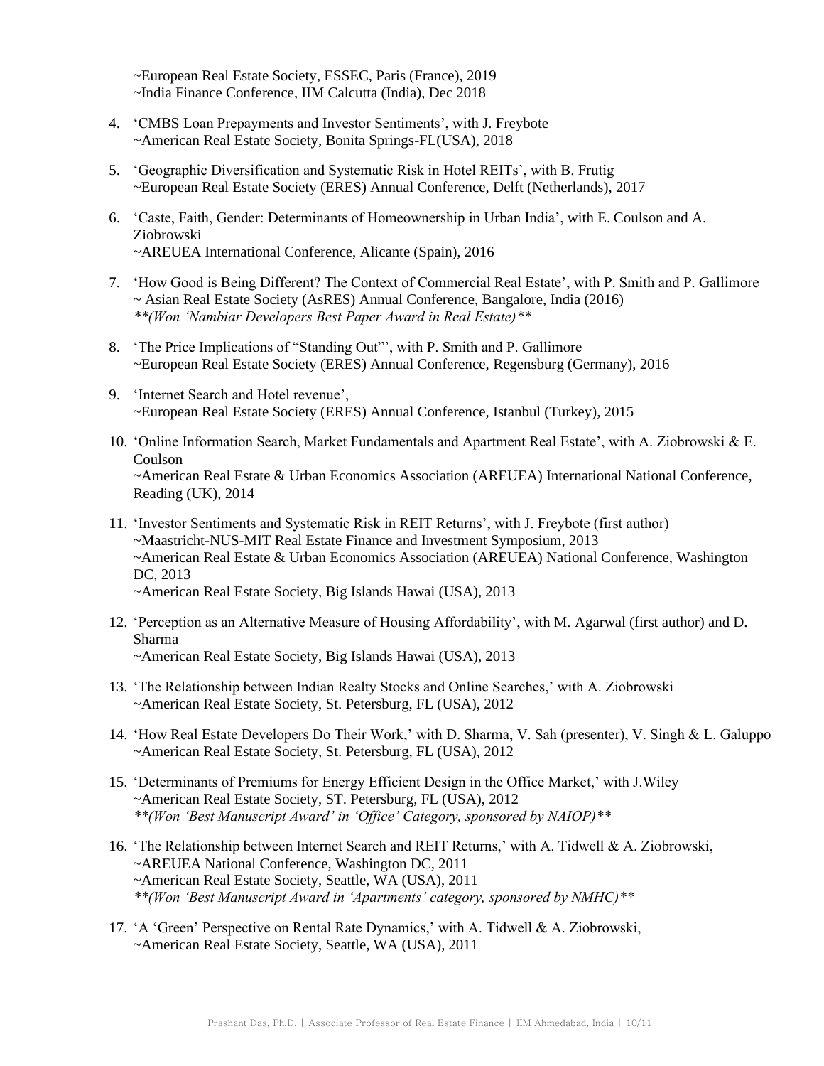~European Real Estate Society, ESSEC, Paris (France), 2019
~India Finance Conference, IIM Calcutta (India), Dec 2018

4. 'CMBS Loan Prepayments and Investor Sentiments', with J. Freybote
   ~American Real Estate Society, Bonita Springs-FL(USA), 2018

5. 'Geographic Diversification and Systematic Risk in Hotel REITs', with B. Frutig
   ~European Real Estate Society (ERES) Annual Conference, Delft (Netherlands), 2017

6. 'Caste, Faith, Gender: Determinants of Homeownership in Urban India', with E. Coulson and A. Ziobrowski
   ~AREUEA International Conference, Alicante (Spain), 2016

7. 'How Good is Being Different? The Context of Commercial Real Estate', with P. Smith and P. Gallimore
   ~ Asian Real Estate Society (AsRES) Annual Conference, Bangalore, India (2016)
   ***(Won 'Nambiar Developers Best Paper Award in Real Estate)***

8. 'The Price Implications of "Standing Out"', with P. Smith and P. Gallimore
   ~European Real Estate Society (ERES) Annual Conference, Regensburg (Germany), 2016

9. 'Internet Search and Hotel revenue',
   ~European Real Estate Society (ERES) Annual Conference, Istanbul (Turkey), 2015

10. 'Online Information Search, Market Fundamentals and Apartment Real Estate', with A. Ziobrowski & E. Coulson
    ~American Real Estate & Urban Economics Association (AREUEA) International National Conference, Reading (UK), 2014

11. 'Investor Sentiments and Systematic Risk in REIT Returns', with J. Freybote (first author)
    ~Maastricht-NUS-MIT Real Estate Finance and Investment Symposium, 2013
    ~American Real Estate & Urban Economics Association (AREUEA) National Conference, Washington DC, 2013
    ~American Real Estate Society, Big Islands Hawai (USA), 2013

12. 'Perception as an Alternative Measure of Housing Affordability', with M. Agarwal (first author) and D. Sharma
    ~American Real Estate Society, Big Islands Hawai (USA), 2013

13. 'The Relationship between Indian Realty Stocks and Online Searches,' with A. Ziobrowski
    ~American Real Estate Society, St. Petersburg, FL (USA), 2012

14. 'How Real Estate Developers Do Their Work,' with D. Sharma, V. Sah (presenter), V. Singh & L. Galuppo
    ~American Real Estate Society, St. Petersburg, FL (USA), 2012

15. 'Determinants of Premiums for Energy Efficient Design in the Office Market,' with J.Wiley
    ~American Real Estate Society, ST. Petersburg, FL (USA), 2012
    ***(Won 'Best Manuscript Award' in 'Office' Category, sponsored by NAIOP)***

16. 'The Relationship between Internet Search and REIT Returns,' with A. Tidwell & A. Ziobrowski,
    ~AREUEA National Conference, Washington DC, 2011
    ~American Real Estate Society, Seattle, WA (USA), 2011
    ***(Won 'Best Manuscript Award in 'Apartments' category, sponsored by NMHC)***

17. 'A 'Green' Perspective on Rental Rate Dynamics,' with A. Tidwell & A. Ziobrowski,
    ~American Real Estate Society, Seattle, WA (USA), 2011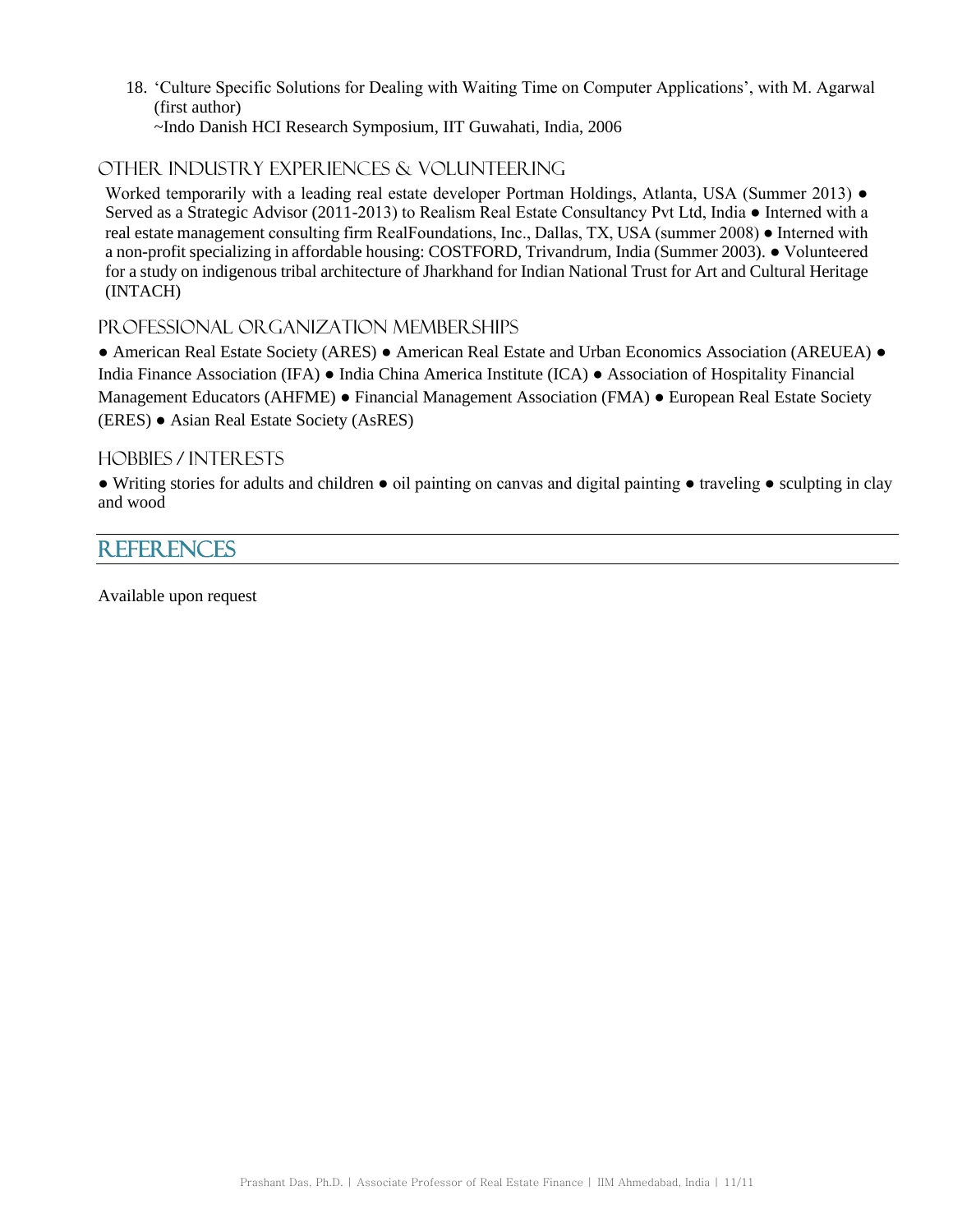18. 'Culture Specific Solutions for Dealing with Waiting Time on Computer Applications', with M. Agarwal (first author)
 ~Indo Danish HCI Research Symposium, IIT Guwahati, India, 2006

### Other Industry Experiences & Volunteering

Worked temporarily with a leading real estate developer Portman Holdings, Atlanta, USA (Summer 2013) ● Served as a Strategic Advisor (2011-2013) to Realism Real Estate Consultancy Pvt Ltd, India ● Interned with a real estate management consulting firm RealFoundations, Inc., Dallas, TX, USA (summer 2008) ● Interned with a non-profit specializing in affordable housing: COSTFORD, Trivandrum, India (Summer 2003). ● Volunteered for a study on indigenous tribal architecture of Jharkhand for Indian National Trust for Art and Cultural Heritage (INTACH)

### Professional Organization Memberships

● American Real Estate Society (ARES) ● American Real Estate and Urban Economics Association (AREUEA) ● India Finance Association (IFA) ● India China America Institute (ICA) ● Association of Hospitality Financial Management Educators (AHFME) ● Financial Management Association (FMA) ● European Real Estate Society (ERES) ● Asian Real Estate Society (AsRES)

### Hobbies / Interests

● Writing stories for adults and children ● oil painting on canvas and digital painting ● traveling ● sculpting in clay and wood

## References

Available upon request